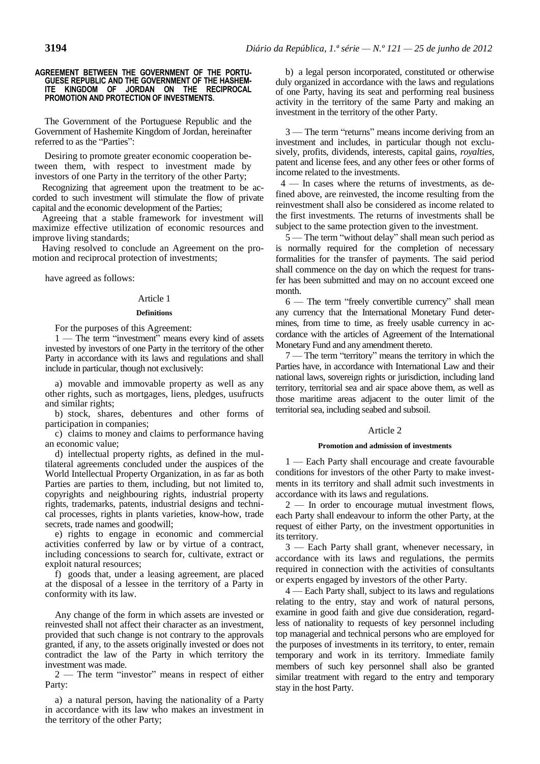# AGREEMENT BETWEEN THE GOVERNMENT OF THE PORTUGUESE REPUBLIC AND THE GOVERNMENT OF THE HASHEMITE KINGDOM OF JORDAN ON THE RECIPROCAL PROMOTION AND PROTECTION OF INVESTMENTS.

The Government of the Portuguese Republic and the Government of Hashemite Kingdom of Jordan, hereinafter referred to as the "Parties":

Desiring to promote greater economic cooperation between them, with respect to investment made by investors of one Party in the territory of the other Party;

Recognizing that agreement upon the treatment to be accorded to such investment will stimulate the flow of private capital and the economic development of the Parties;

Agreeing that a stable framework for investment will maximize effective utilization of economic resources and improve living standards;

Having resolved to conclude an Agreement on the promotion and reciprocal protection of investments;

have agreed as follows:

## Article 1

### Definitions

For the purposes of this Agreement:

1 — The term "investment" means every kind of assets invested by investors of one Party in the territory of the other Party in accordance with its laws and regulations and shall include in particular, though not exclusively:

a) movable and immovable property as well as any other rights, such as mortgages, liens, pledges, usufructs and similar rights;

b) stock, shares, debentures and other forms of participation in companies;

c) claims to money and claims to performance having an economic value;

d) intellectual property rights, as defined in the multilateral agreements concluded under the auspices of the World Intellectual Property Organization, in as far as both Parties are parties to them, including, but not limited to, copyrights and neighbouring rights, industrial property rights, trademarks, patents, industrial designs and technical processes, rights in plants varieties, know-how, trade secrets, trade names and goodwill;

e) rights to engage in economic and commercial activities conferred by law or by virtue of a contract, including concessions to search for, cultivate, extract or exploit natural resources;

f) goods that, under a leasing agreement, are placed at the disposal of a lessee in the territory of a Party in conformity with its law.

Any change of the form in which assets are invested or reinvested shall not affect their character as an investment, provided that such change is not contrary to the approvals granted, if any, to the assets originally invested or does not contradict the law of the Party in which territory the investment was made.

2 — The term "investor" means in respect of either Party:

a) a natural person, having the nationality of a Party in accordance with its law who makes an investment in the territory of the other Party;

b) a legal person incorporated, constituted or otherwise duly organized in accordance with the laws and regulations of one Party, having its seat and performing real business activity in the territory of the same Party and making an investment in the territory of the other Party.

3 — The term "returns" means income deriving from an investment and includes, in particular though not exclusively, profits, dividends, interests, capital gains, *royalties*, patent and license fees, and any other fees or other forms of income related to the investments.

4 — In cases where the returns of investments, as defined above, are reinvested, the income resulting from the reinvestment shall also be considered as income related to the first investments. The returns of investments shall be subject to the same protection given to the investment.

5 — The term "without delay" shall mean such period as is normally required for the completion of necessary formalities for the transfer of payments. The said period shall commence on the day on which the request for transfer has been submitted and may on no account exceed one month.

6 — The term "freely convertible currency" shall mean any currency that the International Monetary Fund determines, from time to time, as freely usable currency in accordance with the articles of Agreement of the International Monetary Fund and any amendment thereto.

7 — The term "territory" means the territory in which the Parties have, in accordance with International Law and their national laws, sovereign rights or jurisdiction, including land territory, territorial sea and air space above them, as well as those maritime areas adjacent to the outer limit of the territorial sea, including seabed and subsoil.

## Article 2

### Promotion and admission of investments

1 — Each Party shall encourage and create favourable conditions for investors of the other Party to make investments in its territory and shall admit such investments in accordance with its laws and regulations.

2 — In order to encourage mutual investment flows, each Party shall endeavour to inform the other Party, at the request of either Party, on the investment opportunities in its territory.

3 — Each Party shall grant, whenever necessary, in accordance with its laws and regulations, the permits required in connection with the activities of consultants or experts engaged by investors of the other Party.

4 — Each Party shall, subject to its laws and regulations relating to the entry, stay and work of natural persons, examine in good faith and give due consideration, regardless of nationality to requests of key personnel including top managerial and technical persons who are employed for the purposes of investments in its territory, to enter, remain temporary and work in its territory. Immediate family members of such key personnel shall also be granted similar treatment with regard to the entry and temporary stay in the host Party.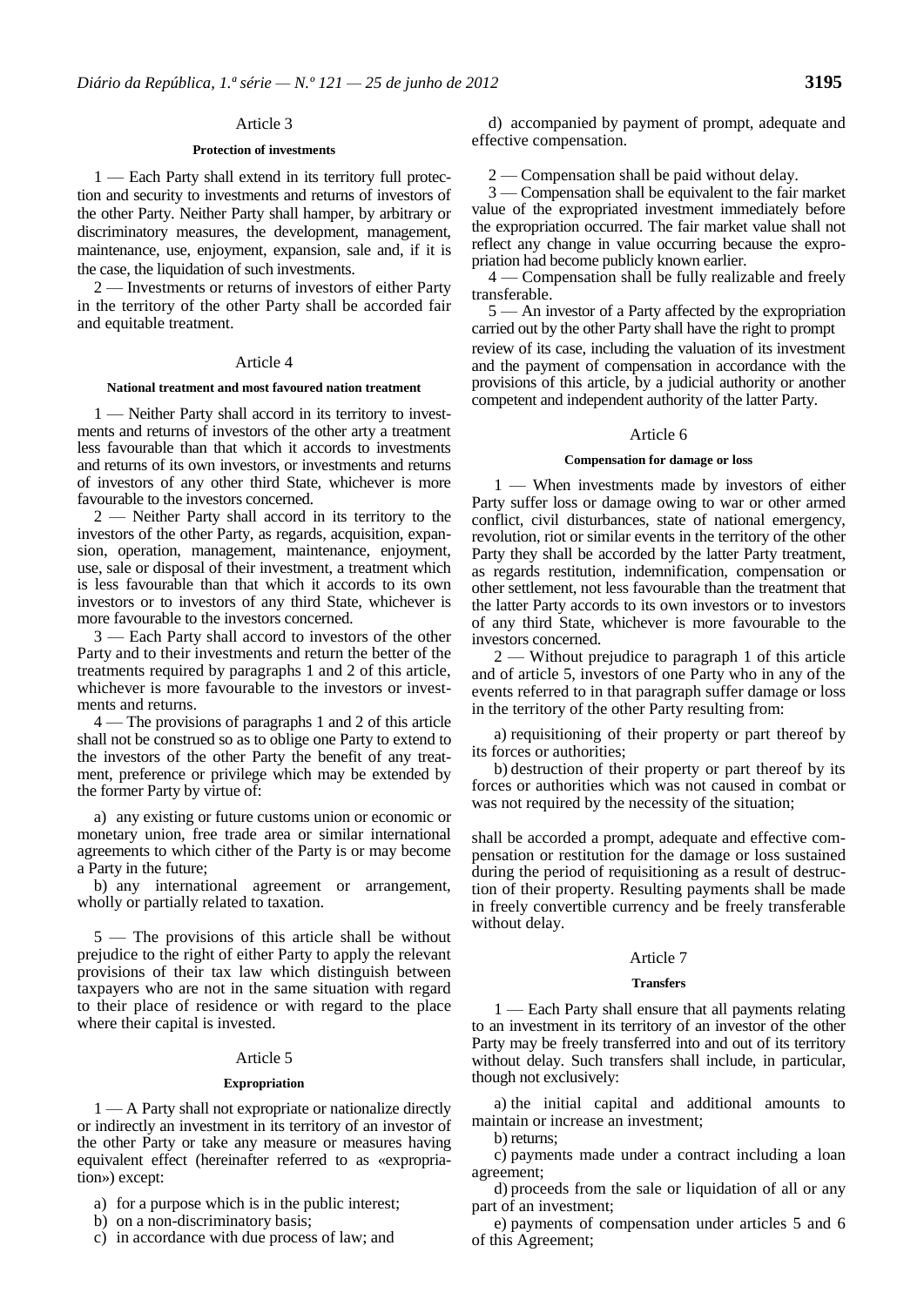## Article 3

### Protection of investments

1 — Each Party shall extend in its territory full protection and security to investments and returns of investors of the other Party. Neither Party shall hamper, by arbitrary or discriminatory measures, the development, management, maintenance, use, enjoyment, expansion, sale and, if it is the case, the liquidation of such investments.

2 — Investments or returns of investors of either Party in the territory of the other Party shall be accorded fair and equitable treatment.

## Article 4

### National treatment and most favoured nation treatment

1 — Neither Party shall accord in its territory to investments and returns of investors of the other arty a treatment less favourable than that which it accords to investments and returns of its own investors, or investments and returns of investors of any other third State, whichever is more favourable to the investors concerned.

2 — Neither Party shall accord in its territory to the investors of the other Party, as regards, acquisition, expansion, operation, management, maintenance, enjoyment, use, sale or disposal of their investment, a treatment which is less favourable than that which it accords to its own investors or to investors of any third State, whichever is more favourable to the investors concerned.

3 — Each Party shall accord to investors of the other Party and to their investments and return the better of the treatments required by paragraphs 1 and 2 of this article, whichever is more favourable to the investors or investments and returns.

4 — The provisions of paragraphs 1 and 2 of this article shall not be construed so as to oblige one Party to extend to the investors of the other Party the benefit of any treatment, preference or privilege which may be extended by the former Party by virtue of:

a) any existing or future customs union or economic or monetary union, free trade area or similar international agreements to which cither of the Party is or may become a Party in the future;

b) any international agreement or arrangement, wholly or partially related to taxation.

5 — The provisions of this article shall be without prejudice to the right of either Party to apply the relevant provisions of their tax law which distinguish between taxpayers who are not in the same situation with regard to their place of residence or with regard to the place where their capital is invested.

## Article 5

### Expropriation

1 — A Party shall not expropriate or nationalize directly or indirectly an investment in its territory of an investor of the other Party or take any measure or measures having equivalent effect (hereinafter referred to as «expropriation») except:

a) for a purpose which is in the public interest;
b) on a non-discriminatory basis;
c) in accordance with due process of law; and
d) accompanied by payment of prompt, adequate and effective compensation.

2 — Compensation shall be paid without delay.

3 — Compensation shall be equivalent to the fair market value of the expropriated investment immediately before the expropriation occurred. The fair market value shall not reflect any change in value occurring because the expropriation had become publicly known earlier.

4 — Compensation shall be fully realizable and freely transferable.

5 — An investor of a Party affected by the expropriation carried out by the other Party shall have the right to prompt review of its case, including the valuation of its investment and the payment of compensation in accordance with the provisions of this article, by a judicial authority or another competent and independent authority of the latter Party.

## Article 6

### Compensation for damage or loss

1 — When investments made by investors of either Party suffer loss or damage owing to war or other armed conflict, civil disturbances, state of national emergency, revolution, riot or similar events in the territory of the other Party they shall be accorded by the latter Party treatment, as regards restitution, indemnification, compensation or other settlement, not less favourable than the treatment that the latter Party accords to its own investors or to investors of any third State, whichever is more favourable to the investors concerned.

2 — Without prejudice to paragraph 1 of this article and of article 5, investors of one Party who in any of the events referred to in that paragraph suffer damage or loss in the territory of the other Party resulting from:

a) requisitioning of their property or part thereof by its forces or authorities;

b) destruction of their property or part thereof by its forces or authorities which was not caused in combat or was not required by the necessity of the situation;

shall be accorded a prompt, adequate and effective compensation or restitution for the damage or loss sustained during the period of requisitioning as a result of destruction of their property. Resulting payments shall be made in freely convertible currency and be freely transferable without delay.

## Article 7

### Transfers

1 — Each Party shall ensure that all payments relating to an investment in its territory of an investor of the other Party may be freely transferred into and out of its territory without delay. Such transfers shall include, in particular, though not exclusively:

a) the initial capital and additional amounts to maintain or increase an investment;

b) returns;

c) payments made under a contract including a loan agreement;

d) proceeds from the sale or liquidation of all or any part of an investment;

e) payments of compensation under articles 5 and 6 of this Agreement;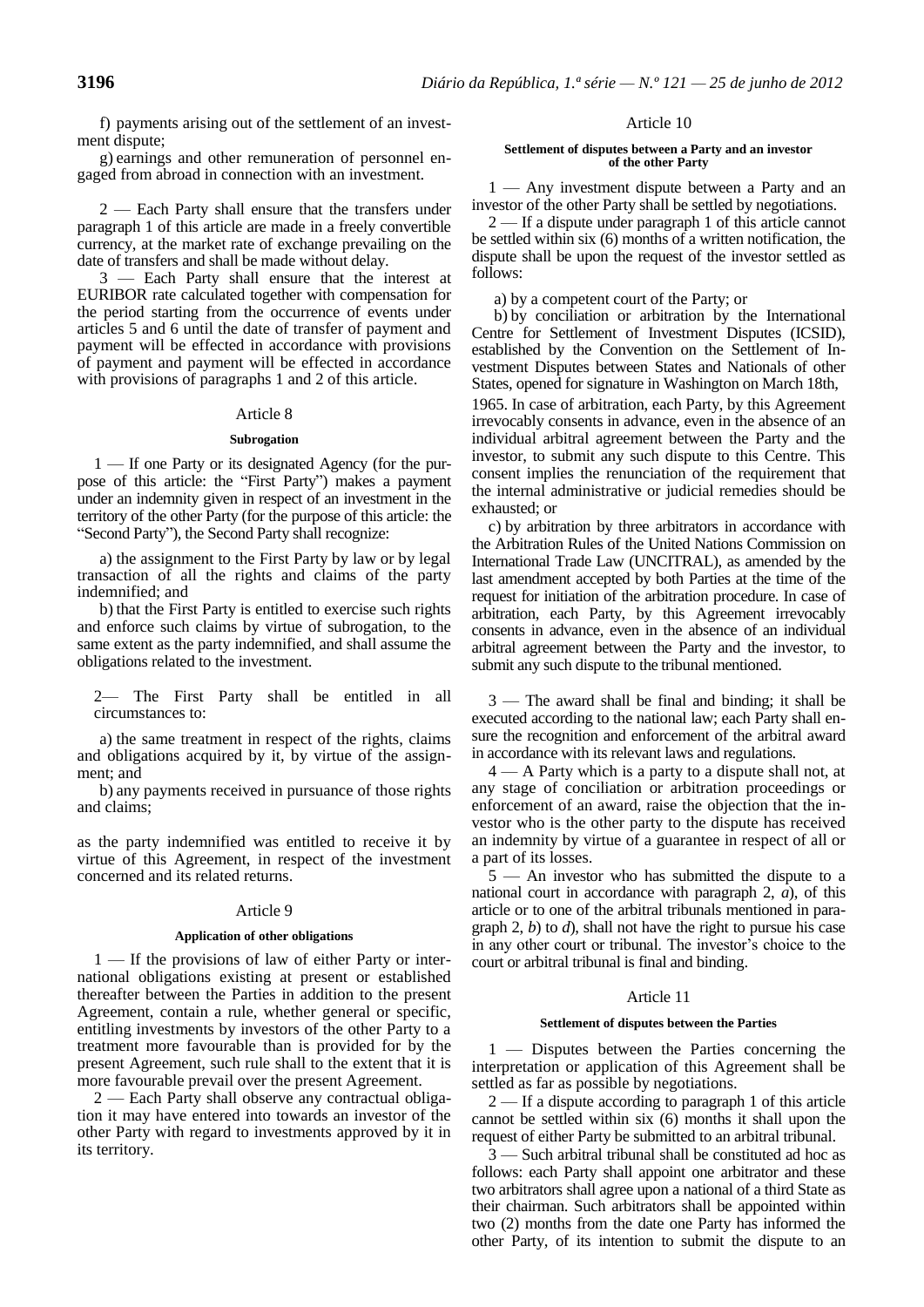f) payments arising out of the settlement of an investment dispute;

g) earnings and other remuneration of personnel engaged from abroad in connection with an investment.

2 — Each Party shall ensure that the transfers under paragraph 1 of this article are made in a freely convertible currency, at the market rate of exchange prevailing on the date of transfers and shall be made without delay.

3 — Each Party shall ensure that the interest at EURIBOR rate calculated together with compensation for the period starting from the occurrence of events under articles 5 and 6 until the date of transfer of payment and payment will be effected in accordance with provisions of payment and payment will be effected in accordance with provisions of paragraphs 1 and 2 of this article.

## Article 8

### Subrogation

1 — If one Party or its designated Agency (for the purpose of this article: the "First Party") makes a payment under an indemnity given in respect of an investment in the territory of the other Party (for the purpose of this article: the "Second Party"), the Second Party shall recognize:

a) the assignment to the First Party by law or by legal transaction of all the rights and claims of the party indemnified; and

b) that the First Party is entitled to exercise such rights and enforce such claims by virtue of subrogation, to the same extent as the party indemnified, and shall assume the obligations related to the investment.

2— The First Party shall be entitled in all circumstances to:

a) the same treatment in respect of the rights, claims and obligations acquired by it, by virtue of the assignment; and

b) any payments received in pursuance of those rights and claims;

as the party indemnified was entitled to receive it by virtue of this Agreement, in respect of the investment concerned and its related returns.

## Article 9

### Application of other obligations

1 — If the provisions of law of either Party or international obligations existing at present or established thereafter between the Parties in addition to the present Agreement, contain a rule, whether general or specific, entitling investments by investors of the other Party to a treatment more favourable than is provided for by the present Agreement, such rule shall to the extent that it is more favourable prevail over the present Agreement.

2 — Each Party shall observe any contractual obligation it may have entered into towards an investor of the other Party with regard to investments approved by it in its territory.

## Article 10

### Settlement of disputes between a Party and an investor of the other Party

1 — Any investment dispute between a Party and an investor of the other Party shall be settled by negotiations.

2 — If a dispute under paragraph 1 of this article cannot be settled within six (6) months of a written notification, the dispute shall be upon the request of the investor settled as follows:

a) by a competent court of the Party; or

b) by conciliation or arbitration by the International Centre for Settlement of Investment Disputes (ICSID), established by the Convention on the Settlement of Investment Disputes between States and Nationals of other States, opened for signature in Washington on March 18th, 1965. In case of arbitration, each Party, by this Agreement irrevocably consents in advance, even in the absence of an individual arbitral agreement between the Party and the investor, to submit any such dispute to this Centre. This consent implies the renunciation of the requirement that the internal administrative or judicial remedies should be exhausted; or

c) by arbitration by three arbitrators in accordance with the Arbitration Rules of the United Nations Commission on International Trade Law (UNCITRAL), as amended by the last amendment accepted by both Parties at the time of the request for initiation of the arbitration procedure. In case of arbitration, each Party, by this Agreement irrevocably consents in advance, even in the absence of an individual arbitral agreement between the Party and the investor, to submit any such dispute to the tribunal mentioned.

3 — The award shall be final and binding; it shall be executed according to the national law; each Party shall ensure the recognition and enforcement of the arbitral award in accordance with its relevant laws and regulations.

4 — A Party which is a party to a dispute shall not, at any stage of conciliation or arbitration proceedings or enforcement of an award, raise the objection that the investor who is the other party to the dispute has received an indemnity by virtue of a guarantee in respect of all or a part of its losses.

5 — An investor who has submitted the dispute to a national court in accordance with paragraph 2, *a*), of this article or to one of the arbitral tribunals mentioned in paragraph 2, *b*) to *d*), shall not have the right to pursue his case in any other court or tribunal. The investor's choice to the court or arbitral tribunal is final and binding.

## Article 11

### Settlement of disputes between the Parties

1 — Disputes between the Parties concerning the interpretation or application of this Agreement shall be settled as far as possible by negotiations.

2 — If a dispute according to paragraph 1 of this article cannot be settled within six (6) months it shall upon the request of either Party be submitted to an arbitral tribunal.

3 — Such arbitral tribunal shall be constituted ad hoc as follows: each Party shall appoint one arbitrator and these two arbitrators shall agree upon a national of a third State as their chairman. Such arbitrators shall be appointed within two (2) months from the date one Party has informed the other Party, of its intention to submit the dispute to an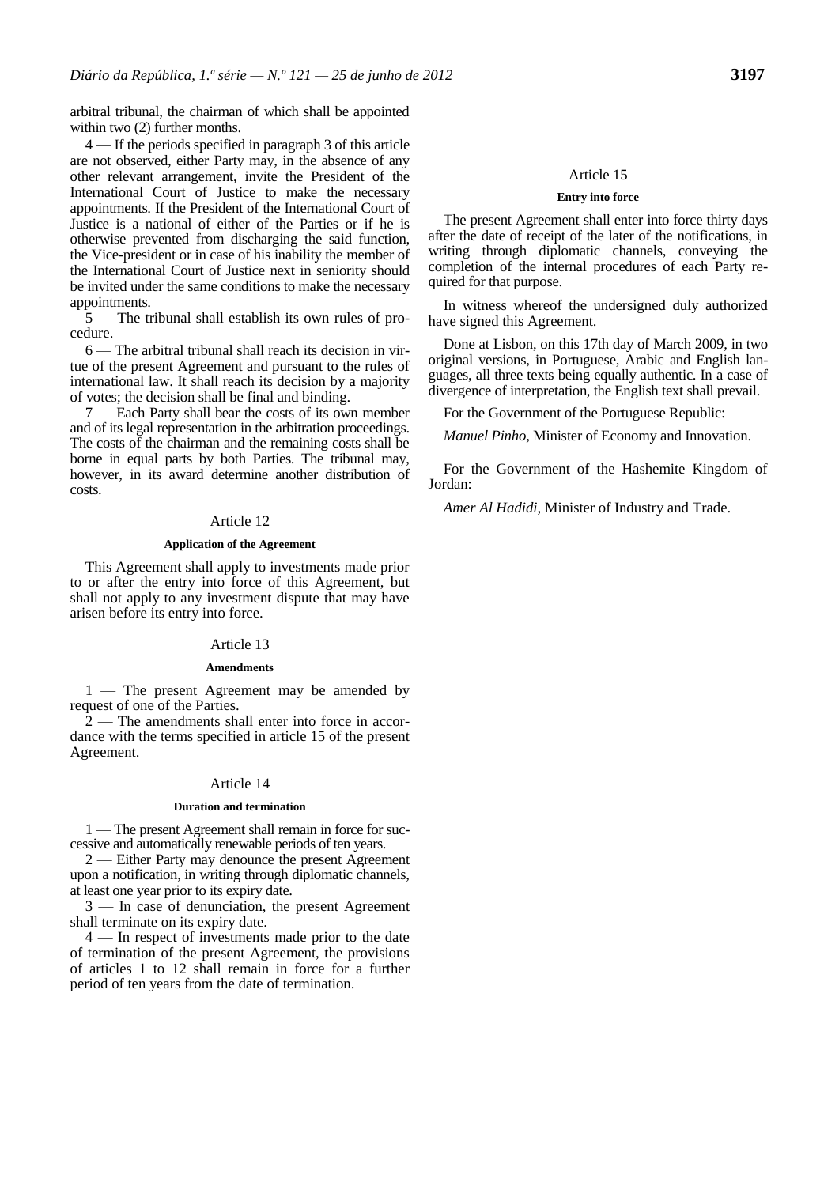arbitral tribunal, the chairman of which shall be appointed within two (2) further months.

4 — If the periods specified in paragraph 3 of this article are not observed, either Party may, in the absence of any other relevant arrangement, invite the President of the International Court of Justice to make the necessary appointments. If the President of the International Court of Justice is a national of either of the Parties or if he is otherwise prevented from discharging the said function, the Vice-president or in case of his inability the member of the International Court of Justice next in seniority should be invited under the same conditions to make the necessary appointments.

5 — The tribunal shall establish its own rules of procedure.

6 — The arbitral tribunal shall reach its decision in virtue of the present Agreement and pursuant to the rules of international law. It shall reach its decision by a majority of votes; the decision shall be final and binding.

7 — Each Party shall bear the costs of its own member and of its legal representation in the arbitration proceedings. The costs of the chairman and the remaining costs shall be borne in equal parts by both Parties. The tribunal may, however, in its award determine another distribution of costs.

## Article 12

**Application of the Agreement**

This Agreement shall apply to investments made prior to or after the entry into force of this Agreement, but shall not apply to any investment dispute that may have arisen before its entry into force.

## Article 13

**Amendments**

1 — The present Agreement may be amended by request of one of the Parties.

2 — The amendments shall enter into force in accordance with the terms specified in article 15 of the present Agreement.

## Article 14

**Duration and termination**

1 — The present Agreement shall remain in force for successive and automatically renewable periods of ten years.

2 — Either Party may denounce the present Agreement upon a notification, in writing through diplomatic channels, at least one year prior to its expiry date.

3 — In case of denunciation, the present Agreement shall terminate on its expiry date.

4 — In respect of investments made prior to the date of termination of the present Agreement, the provisions of articles 1 to 12 shall remain in force for a further period of ten years from the date of termination.

## Article 15

**Entry into force**

The present Agreement shall enter into force thirty days after the date of receipt of the later of the notifications, in writing through diplomatic channels, conveying the completion of the internal procedures of each Party required for that purpose.

In witness whereof the undersigned duly authorized have signed this Agreement.

Done at Lisbon, on this 17th day of March 2009, in two original versions, in Portuguese, Arabic and English languages, all three texts being equally authentic. In a case of divergence of interpretation, the English text shall prevail.

For the Government of the Portuguese Republic:

*Manuel Pinho*, Minister of Economy and Innovation.

For the Government of the Hashemite Kingdom of Jordan:

*Amer Al Hadidi*, Minister of Industry and Trade.